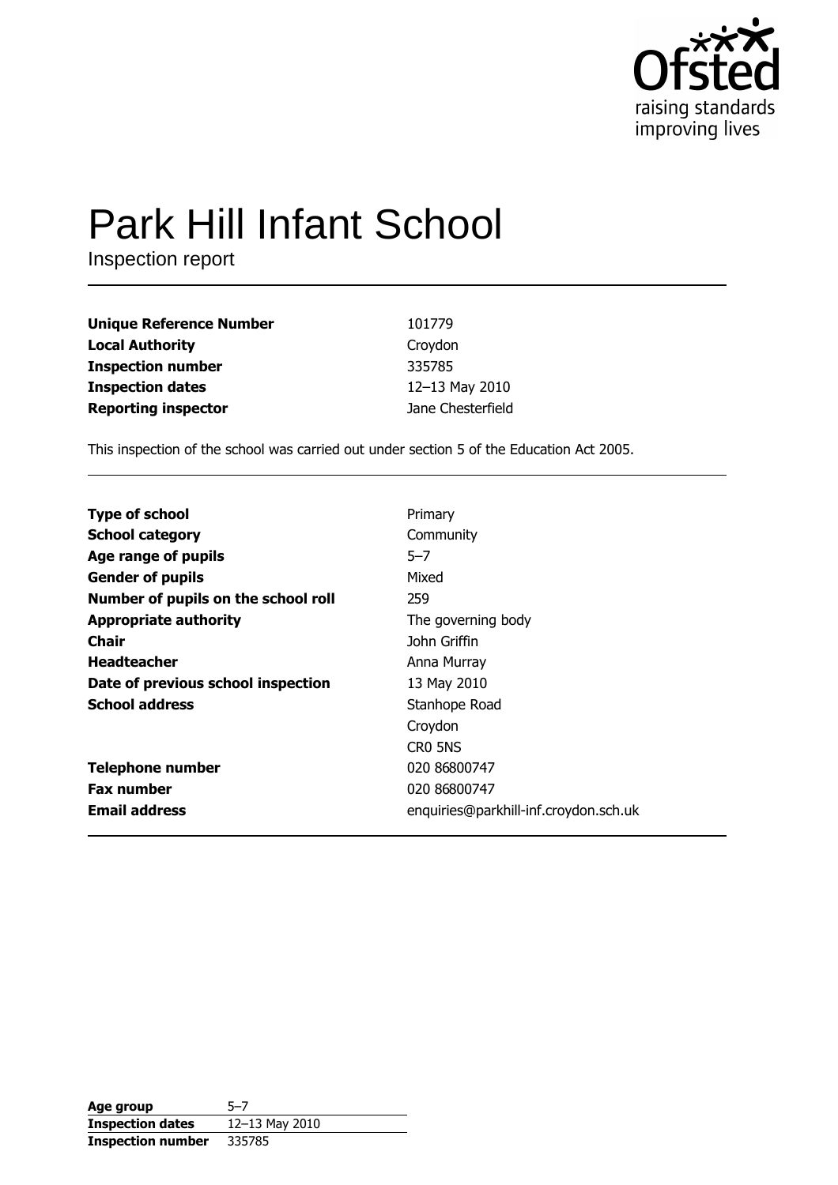# Park Hill Infant School

Inspection report

| | |
|---|---|
| **Unique Reference Number** | 101779 |
| **Local Authority** | Croydon |
| **Inspection number** | 335785 |
| **Inspection dates** | 12–13 May 2010 |
| **Reporting inspector** | Jane Chesterfield |

This inspection of the school was carried out under section 5 of the Education Act 2005.

| | |
|---|---|
| **Type of school** | Primary |
| **School category** | Community |
| **Age range of pupils** | 5–7 |
| **Gender of pupils** | Mixed |
| **Number of pupils on the school roll** | 259 |
| **Appropriate authority** | The governing body |
| **Chair** | John Griffin |
| **Headteacher** | Anna Murray |
| **Date of previous school inspection** | 13 May 2010 |
| **School address** | Stanhope Road<br>Croydon<br>CR0 5NS |
| **Telephone number** | 020 86800747 |
| **Fax number** | 020 86800747 |
| **Email address** | enquiries@parkhill-inf.croydon.sch.uk |

| | |
|---|---|
| **Age group** | 5–7 |
| **Inspection dates** | 12–13 May 2010 |
| **Inspection number** | 335785 |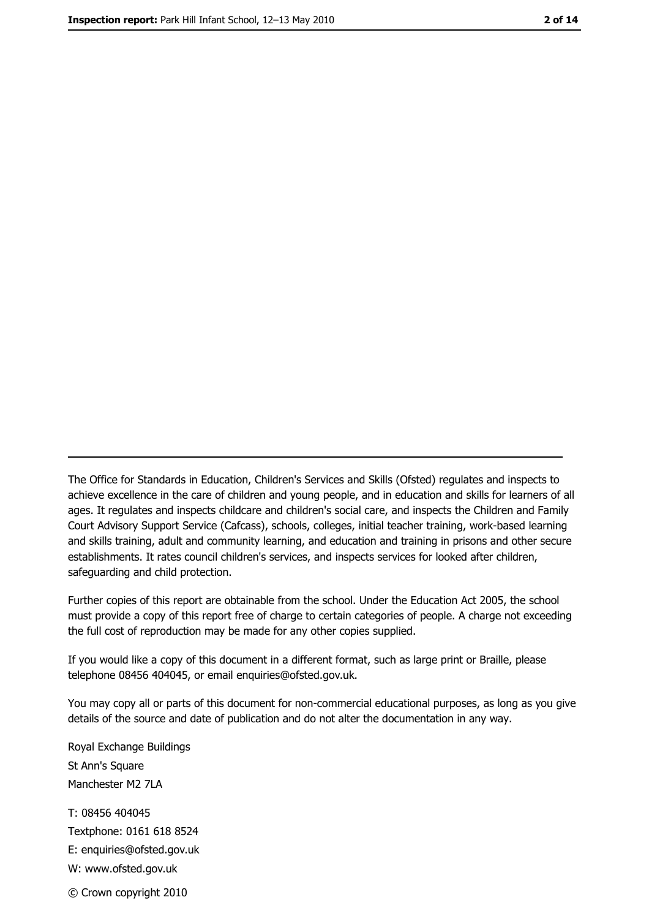---

The Office for Standards in Education, Children's Services and Skills (Ofsted) regulates and inspects to achieve excellence in the care of children and young people, and in education and skills for learners of all ages. It regulates and inspects childcare and children's social care, and inspects the Children and Family Court Advisory Support Service (Cafcass), schools, colleges, initial teacher training, work-based learning and skills training, adult and community learning, and education and training in prisons and other secure establishments. It rates council children's services, and inspects services for looked after children, safeguarding and child protection.

Further copies of this report are obtainable from the school. Under the Education Act 2005, the school must provide a copy of this report free of charge to certain categories of people. A charge not exceeding the full cost of reproduction may be made for any other copies supplied.

If you would like a copy of this document in a different format, such as large print or Braille, please telephone 08456 404045, or email enquiries@ofsted.gov.uk.

You may copy all or parts of this document for non-commercial educational purposes, as long as you give details of the source and date of publication and do not alter the documentation in any way.

Royal Exchange Buildings
St Ann's Square
Manchester M2 7LA

T: 08456 404045
Textphone: 0161 618 8524
E: enquiries@ofsted.gov.uk
W: www.ofsted.gov.uk

© Crown copyright 2010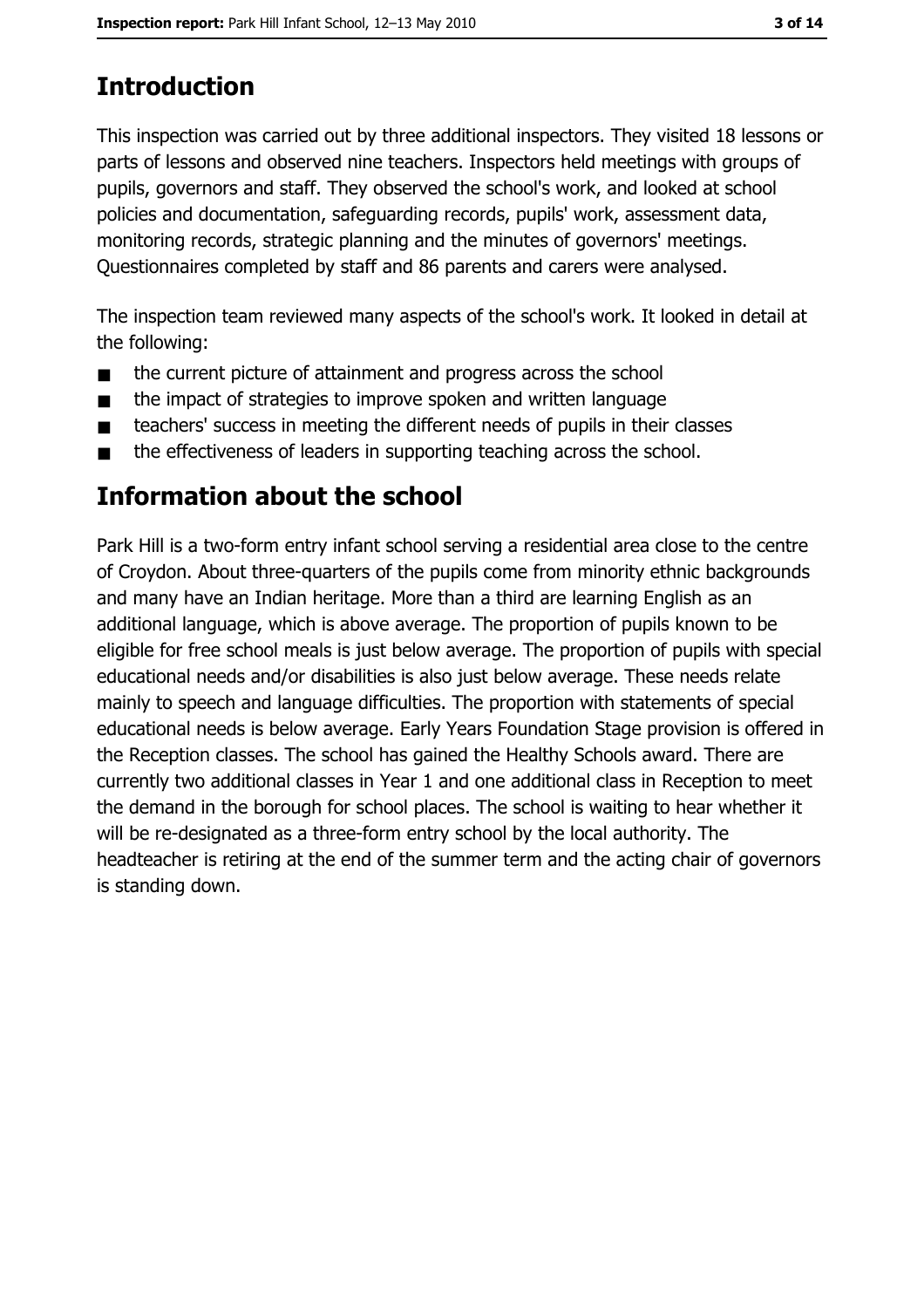## Introduction

This inspection was carried out by three additional inspectors. They visited 18 lessons or parts of lessons and observed nine teachers. Inspectors held meetings with groups of pupils, governors and staff. They observed the school's work, and looked at school policies and documentation, safeguarding records, pupils' work, assessment data, monitoring records, strategic planning and the minutes of governors' meetings. Questionnaires completed by staff and 86 parents and carers were analysed.

The inspection team reviewed many aspects of the school's work. It looked in detail at the following:

- the current picture of attainment and progress across the school
- the impact of strategies to improve spoken and written language
- teachers' success in meeting the different needs of pupils in their classes
- the effectiveness of leaders in supporting teaching across the school.

## Information about the school

Park Hill is a two-form entry infant school serving a residential area close to the centre of Croydon. About three-quarters of the pupils come from minority ethnic backgrounds and many have an Indian heritage. More than a third are learning English as an additional language, which is above average. The proportion of pupils known to be eligible for free school meals is just below average. The proportion of pupils with special educational needs and/or disabilities is also just below average. These needs relate mainly to speech and language difficulties. The proportion with statements of special educational needs is below average. Early Years Foundation Stage provision is offered in the Reception classes. The school has gained the Healthy Schools award. There are currently two additional classes in Year 1 and one additional class in Reception to meet the demand in the borough for school places. The school is waiting to hear whether it will be re-designated as a three-form entry school by the local authority. The headteacher is retiring at the end of the summer term and the acting chair of governors is standing down.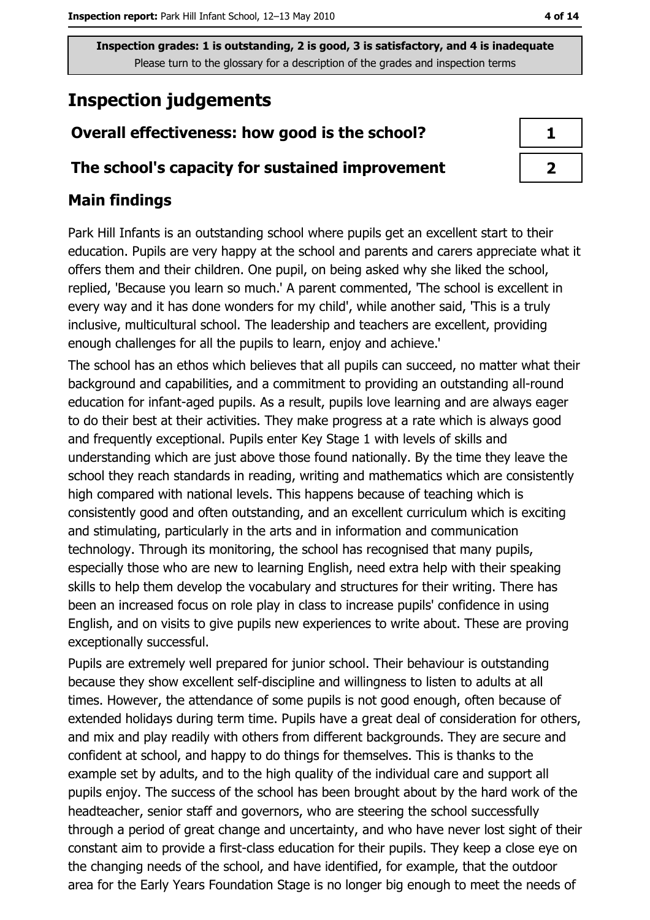**Inspection grades: 1 is outstanding, 2 is good, 3 is satisfactory, and 4 is inadequate**
Please turn to the glossary for a description of the grades and inspection terms

# Inspection judgements

| | |
|---|---|
| **Overall effectiveness: how good is the school?** | **1** |
| **The school's capacity for sustained improvement** | **2** |

## Main findings

Park Hill Infants is an outstanding school where pupils get an excellent start to their education. Pupils are very happy at the school and parents and carers appreciate what it offers them and their children. One pupil, on being asked why she liked the school, replied, 'Because you learn so much.' A parent commented, 'The school is excellent in every way and it has done wonders for my child', while another said, 'This is a truly inclusive, multicultural school. The leadership and teachers are excellent, providing enough challenges for all the pupils to learn, enjoy and achieve.'

The school has an ethos which believes that all pupils can succeed, no matter what their background and capabilities, and a commitment to providing an outstanding all-round education for infant-aged pupils. As a result, pupils love learning and are always eager to do their best at their activities. They make progress at a rate which is always good and frequently exceptional. Pupils enter Key Stage 1 with levels of skills and understanding which are just above those found nationally. By the time they leave the school they reach standards in reading, writing and mathematics which are consistently high compared with national levels. This happens because of teaching which is consistently good and often outstanding, and an excellent curriculum which is exciting and stimulating, particularly in the arts and in information and communication technology. Through its monitoring, the school has recognised that many pupils, especially those who are new to learning English, need extra help with their speaking skills to help them develop the vocabulary and structures for their writing. There has been an increased focus on role play in class to increase pupils' confidence in using English, and on visits to give pupils new experiences to write about. These are proving exceptionally successful.

Pupils are extremely well prepared for junior school. Their behaviour is outstanding because they show excellent self-discipline and willingness to listen to adults at all times. However, the attendance of some pupils is not good enough, often because of extended holidays during term time. Pupils have a great deal of consideration for others, and mix and play readily with others from different backgrounds. They are secure and confident at school, and happy to do things for themselves. This is thanks to the example set by adults, and to the high quality of the individual care and support all pupils enjoy. The success of the school has been brought about by the hard work of the headteacher, senior staff and governors, who are steering the school successfully through a period of great change and uncertainty, and who have never lost sight of their constant aim to provide a first-class education for their pupils. They keep a close eye on the changing needs of the school, and have identified, for example, that the outdoor area for the Early Years Foundation Stage is no longer big enough to meet the needs of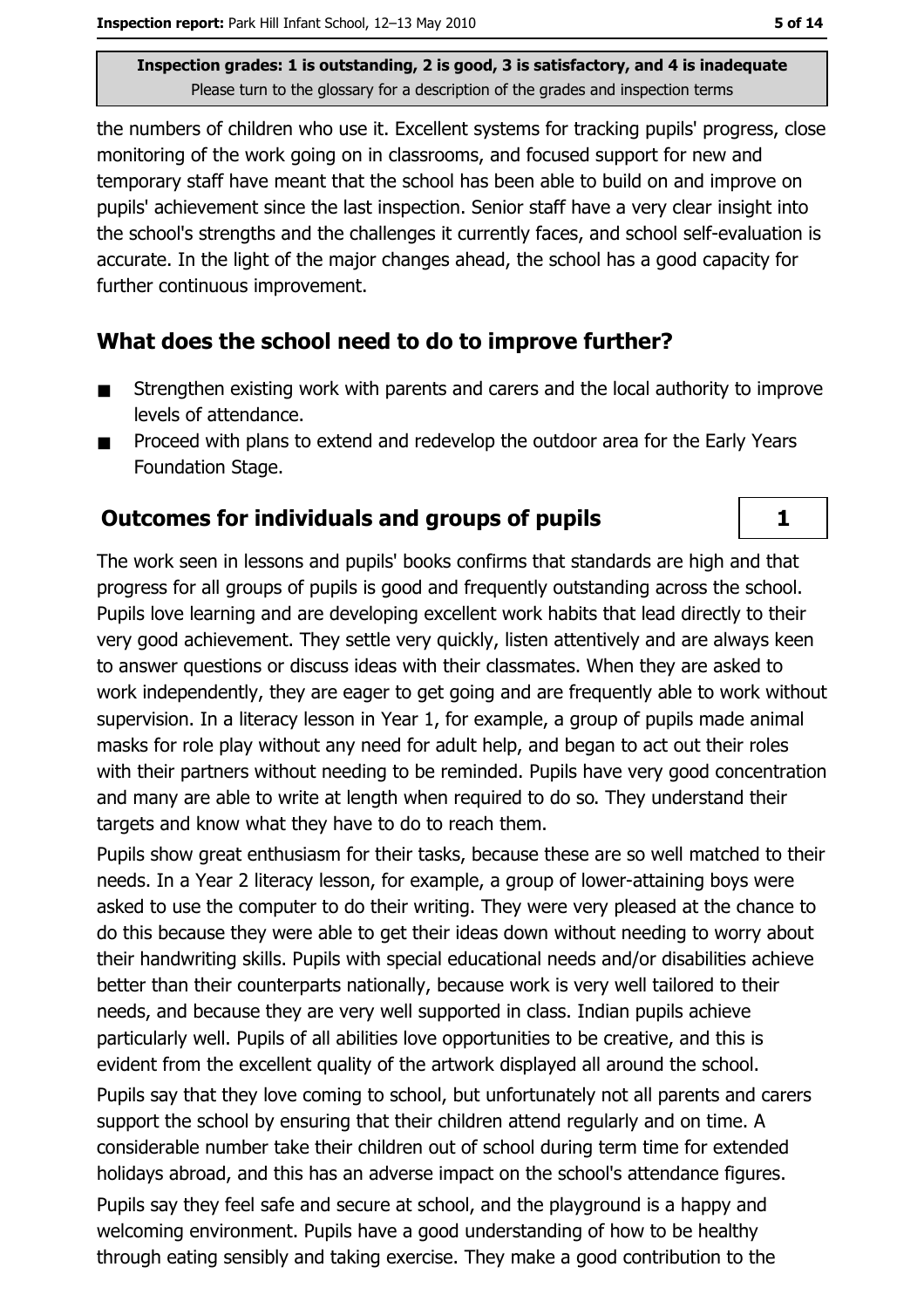the numbers of children who use it. Excellent systems for tracking pupils' progress, close monitoring of the work going on in classrooms, and focused support for new and temporary staff have meant that the school has been able to build on and improve on pupils' achievement since the last inspection. Senior staff have a very clear insight into the school's strengths and the challenges it currently faces, and school self-evaluation is accurate. In the light of the major changes ahead, the school has a good capacity for further continuous improvement.

## What does the school need to do to improve further?

- Strengthen existing work with parents and carers and the local authority to improve levels of attendance.
- Proceed with plans to extend and redevelop the outdoor area for the Early Years Foundation Stage.

## Outcomes for individuals and groups of pupils

| 1 |
|---|

The work seen in lessons and pupils' books confirms that standards are high and that progress for all groups of pupils is good and frequently outstanding across the school. Pupils love learning and are developing excellent work habits that lead directly to their very good achievement. They settle very quickly, listen attentively and are always keen to answer questions or discuss ideas with their classmates. When they are asked to work independently, they are eager to get going and are frequently able to work without supervision. In a literacy lesson in Year 1, for example, a group of pupils made animal masks for role play without any need for adult help, and began to act out their roles with their partners without needing to be reminded. Pupils have very good concentration and many are able to write at length when required to do so. They understand their targets and know what they have to do to reach them.

Pupils show great enthusiasm for their tasks, because these are so well matched to their needs. In a Year 2 literacy lesson, for example, a group of lower-attaining boys were asked to use the computer to do their writing. They were very pleased at the chance to do this because they were able to get their ideas down without needing to worry about their handwriting skills. Pupils with special educational needs and/or disabilities achieve better than their counterparts nationally, because work is very well tailored to their needs, and because they are very well supported in class. Indian pupils achieve particularly well. Pupils of all abilities love opportunities to be creative, and this is evident from the excellent quality of the artwork displayed all around the school.

Pupils say that they love coming to school, but unfortunately not all parents and carers support the school by ensuring that their children attend regularly and on time. A considerable number take their children out of school during term time for extended holidays abroad, and this has an adverse impact on the school's attendance figures.

Pupils say they feel safe and secure at school, and the playground is a happy and welcoming environment. Pupils have a good understanding of how to be healthy through eating sensibly and taking exercise. They make a good contribution to the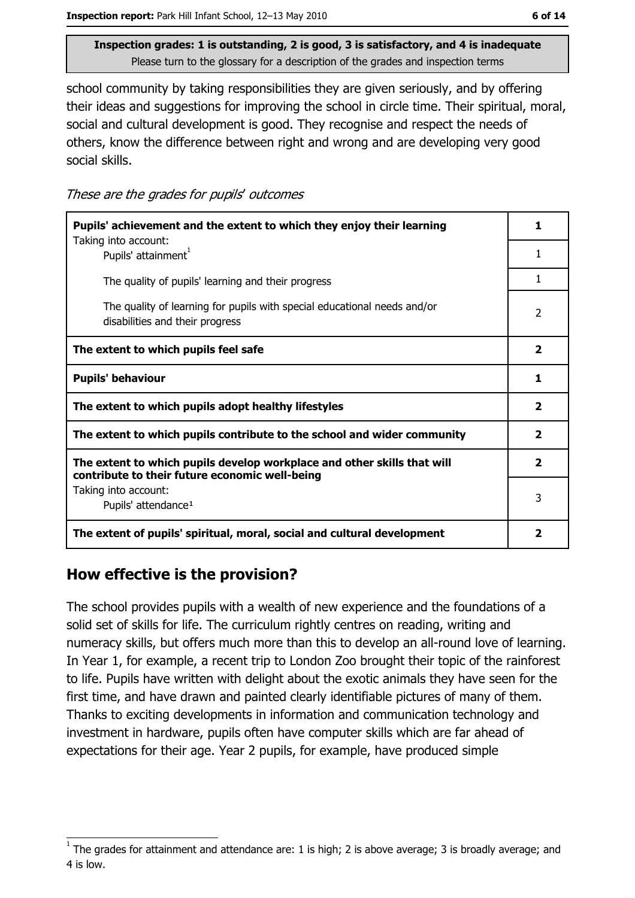**Inspection grades: 1 is outstanding, 2 is good, 3 is satisfactory, and 4 is inadequate**
Please turn to the glossary for a description of the grades and inspection terms

school community by taking responsibilities they are given seriously, and by offering their ideas and suggestions for improving the school in circle time. Their spiritual, moral, social and cultural development is good. They recognise and respect the needs of others, know the difference between right and wrong and are developing very good social skills.

*These are the grades for pupils' outcomes*

| | |
|---|---|
| **Pupils' achievement and the extent to which they enjoy their learning** | **1** |
| Taking into account: Pupils' attainment[1] | 1 |
| The quality of pupils' learning and their progress | 1 |
| The quality of learning for pupils with special educational needs and/or disabilities and their progress | 2 |
| **The extent to which pupils feel safe** | **2** |
| **Pupils' behaviour** | **1** |
| **The extent to which pupils adopt healthy lifestyles** | **2** |
| **The extent to which pupils contribute to the school and wider community** | **2** |
| **The extent to which pupils develop workplace and other skills that will contribute to their future economic well-being** | **2** |
| Taking into account: Pupils' attendance[1] | 3 |
| **The extent of pupils' spiritual, moral, social and cultural development** | **2** |

## How effective is the provision?

The school provides pupils with a wealth of new experience and the foundations of a solid set of skills for life. The curriculum rightly centres on reading, writing and numeracy skills, but offers much more than this to develop an all-round love of learning. In Year 1, for example, a recent trip to London Zoo brought their topic of the rainforest to life. Pupils have written with delight about the exotic animals they have seen for the first time, and have drawn and painted clearly identifiable pictures of many of them. Thanks to exciting developments in information and communication technology and investment in hardware, pupils often have computer skills which are far ahead of expectations for their age. Year 2 pupils, for example, have produced simple

[1] The grades for attainment and attendance are: 1 is high; 2 is above average; 3 is broadly average; and 4 is low.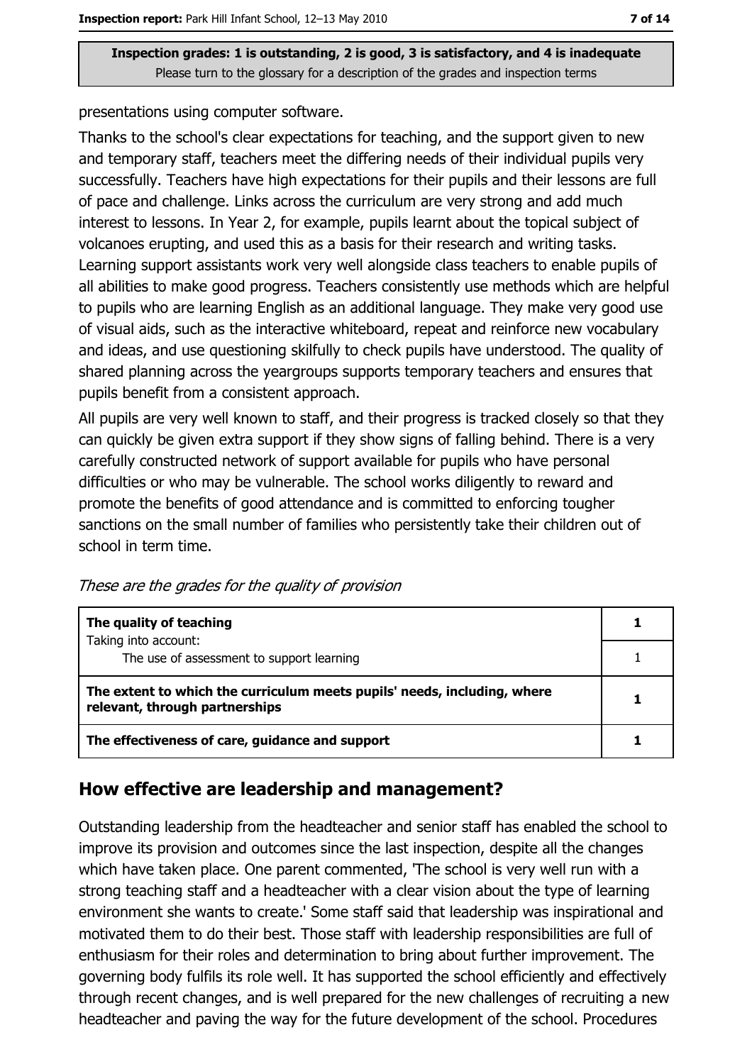presentations using computer software.

Thanks to the school's clear expectations for teaching, and the support given to new and temporary staff, teachers meet the differing needs of their individual pupils very successfully. Teachers have high expectations for their pupils and their lessons are full of pace and challenge. Links across the curriculum are very strong and add much interest to lessons. In Year 2, for example, pupils learnt about the topical subject of volcanoes erupting, and used this as a basis for their research and writing tasks. Learning support assistants work very well alongside class teachers to enable pupils of all abilities to make good progress. Teachers consistently use methods which are helpful to pupils who are learning English as an additional language. They make very good use of visual aids, such as the interactive whiteboard, repeat and reinforce new vocabulary and ideas, and use questioning skilfully to check pupils have understood. The quality of shared planning across the yeargroups supports temporary teachers and ensures that pupils benefit from a consistent approach.

All pupils are very well known to staff, and their progress is tracked closely so that they can quickly be given extra support if they show signs of falling behind. There is a very carefully constructed network of support available for pupils who have personal difficulties or who may be vulnerable. The school works diligently to reward and promote the benefits of good attendance and is committed to enforcing tougher sanctions on the small number of families who persistently take their children out of school in term time.

*These are the grades for the quality of provision*

| | |
|---|---|
| **The quality of teaching**<br>Taking into account: | **1** |
| The use of assessment to support learning | 1 |
| **The extent to which the curriculum meets pupils' needs, including, where relevant, through partnerships** | **1** |
| **The effectiveness of care, guidance and support** | **1** |

## How effective are leadership and management?

Outstanding leadership from the headteacher and senior staff has enabled the school to improve its provision and outcomes since the last inspection, despite all the changes which have taken place. One parent commented, 'The school is very well run with a strong teaching staff and a headteacher with a clear vision about the type of learning environment she wants to create.' Some staff said that leadership was inspirational and motivated them to do their best. Those staff with leadership responsibilities are full of enthusiasm for their roles and determination to bring about further improvement. The governing body fulfils its role well. It has supported the school efficiently and effectively through recent changes, and is well prepared for the new challenges of recruiting a new headteacher and paving the way for the future development of the school. Procedures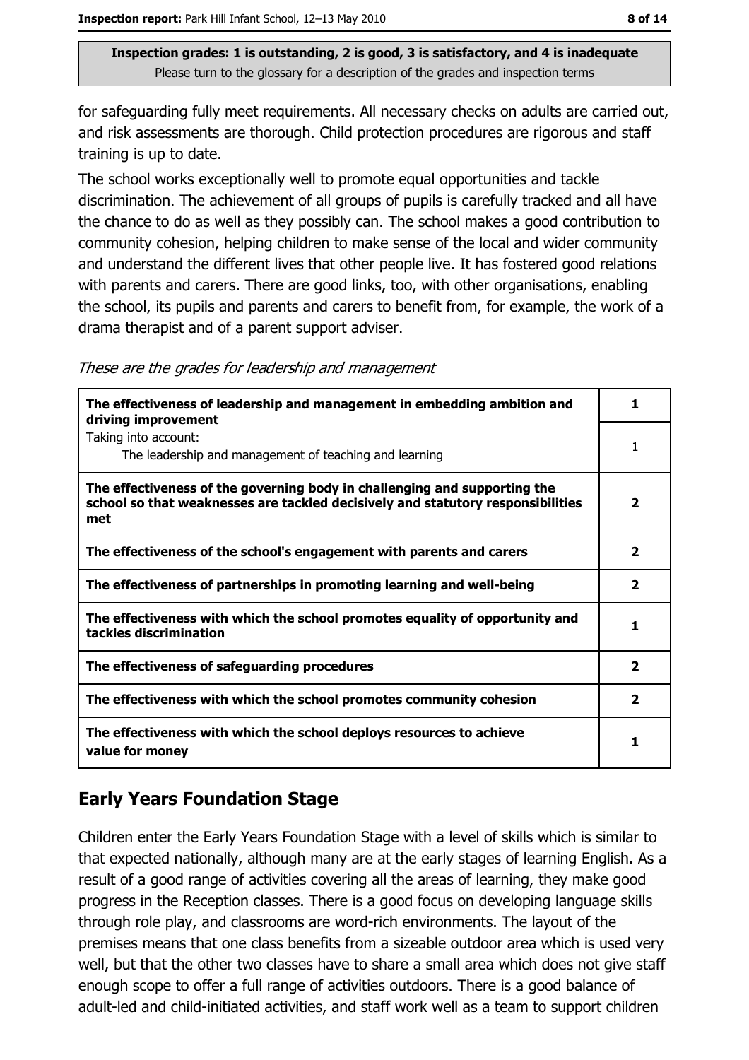Inspection grades: 1 is outstanding, 2 is good, 3 is satisfactory, and 4 is inadequate
Please turn to the glossary for a description of the grades and inspection terms

for safeguarding fully meet requirements. All necessary checks on adults are carried out, and risk assessments are thorough. Child protection procedures are rigorous and staff training is up to date.

The school works exceptionally well to promote equal opportunities and tackle discrimination. The achievement of all groups of pupils is carefully tracked and all have the chance to do as well as they possibly can. The school makes a good contribution to community cohesion, helping children to make sense of the local and wider community and understand the different lives that other people live. It has fostered good relations with parents and carers. There are good links, too, with other organisations, enabling the school, its pupils and parents and carers to benefit from, for example, the work of a drama therapist and of a parent support adviser.

*These are the grades for leadership and management*

| | |
|---|---|
| **The effectiveness of leadership and management in embedding ambition and driving improvement** | **1** |
| Taking into account: The leadership and management of teaching and learning | 1 |
| **The effectiveness of the governing body in challenging and supporting the school so that weaknesses are tackled decisively and statutory responsibilities met** | **2** |
| **The effectiveness of the school's engagement with parents and carers** | **2** |
| **The effectiveness of partnerships in promoting learning and well-being** | **2** |
| **The effectiveness with which the school promotes equality of opportunity and tackles discrimination** | **1** |
| **The effectiveness of safeguarding procedures** | **2** |
| **The effectiveness with which the school promotes community cohesion** | **2** |
| **The effectiveness with which the school deploys resources to achieve value for money** | **1** |

## Early Years Foundation Stage

Children enter the Early Years Foundation Stage with a level of skills which is similar to that expected nationally, although many are at the early stages of learning English. As a result of a good range of activities covering all the areas of learning, they make good progress in the Reception classes. There is a good focus on developing language skills through role play, and classrooms are word-rich environments. The layout of the premises means that one class benefits from a sizeable outdoor area which is used very well, but that the other two classes have to share a small area which does not give staff enough scope to offer a full range of activities outdoors. There is a good balance of adult-led and child-initiated activities, and staff work well as a team to support children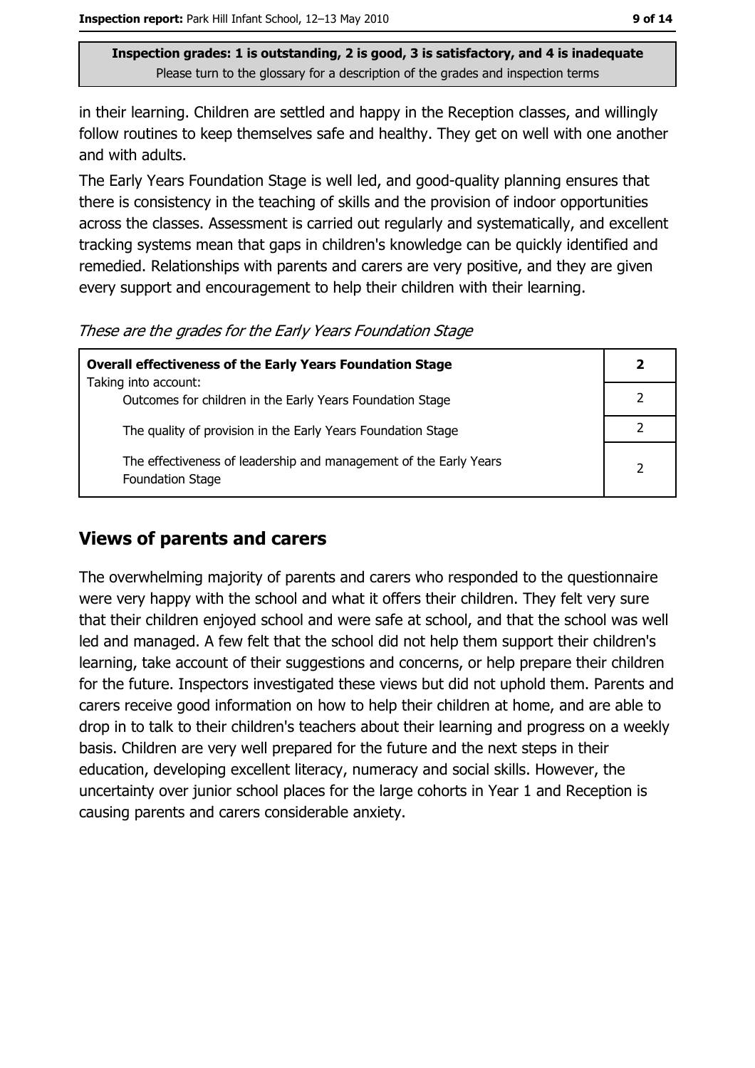**Inspection grades: 1 is outstanding, 2 is good, 3 is satisfactory, and 4 is inadequate**
Please turn to the glossary for a description of the grades and inspection terms

in their learning. Children are settled and happy in the Reception classes, and willingly follow routines to keep themselves safe and healthy. They get on well with one another and with adults.

The Early Years Foundation Stage is well led, and good-quality planning ensures that there is consistency in the teaching of skills and the provision of indoor opportunities across the classes. Assessment is carried out regularly and systematically, and excellent tracking systems mean that gaps in children's knowledge can be quickly identified and remedied. Relationships with parents and carers are very positive, and they are given every support and encouragement to help their children with their learning.

*These are the grades for the Early Years Foundation Stage*

| **Overall effectiveness of the Early Years Foundation Stage** | **2** |
|---|---|
| Taking into account: Outcomes for children in the Early Years Foundation Stage | 2 |
| The quality of provision in the Early Years Foundation Stage | 2 |
| The effectiveness of leadership and management of the Early Years Foundation Stage | 2 |

## Views of parents and carers

The overwhelming majority of parents and carers who responded to the questionnaire were very happy with the school and what it offers their children. They felt very sure that their children enjoyed school and were safe at school, and that the school was well led and managed. A few felt that the school did not help them support their children's learning, take account of their suggestions and concerns, or help prepare their children for the future. Inspectors investigated these views but did not uphold them. Parents and carers receive good information on how to help their children at home, and are able to drop in to talk to their children's teachers about their learning and progress on a weekly basis. Children are very well prepared for the future and the next steps in their education, developing excellent literacy, numeracy and social skills. However, the uncertainty over junior school places for the large cohorts in Year 1 and Reception is causing parents and carers considerable anxiety.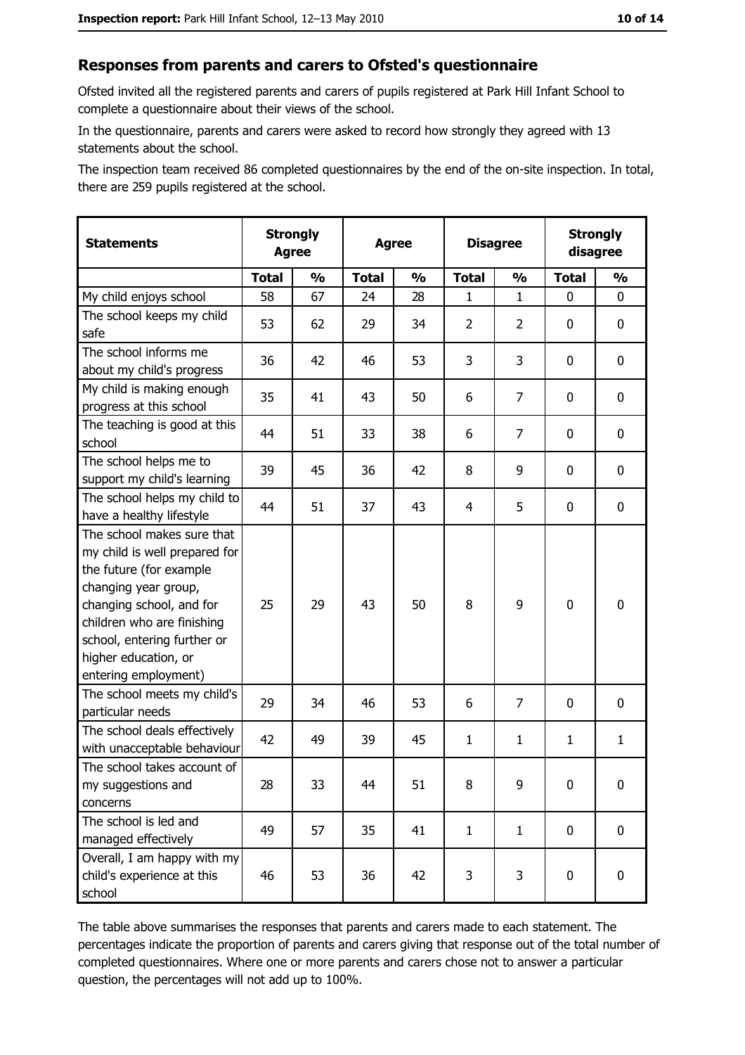## Responses from parents and carers to Ofsted's questionnaire

Ofsted invited all the registered parents and carers of pupils registered at Park Hill Infant School to complete a questionnaire about their views of the school.

In the questionnaire, parents and carers were asked to record how strongly they agreed with 13 statements about the school.

The inspection team received 86 completed questionnaires by the end of the on-site inspection. In total, there are 259 pupils registered at the school.

| Statements | Strongly Agree | | Agree | | Disagree | | Strongly disagree | |
|---|---|---|---|---|---|---|---|---|
| | Total | % | Total | % | Total | % | Total | % |
| My child enjoys school | 58 | 67 | 24 | 28 | 1 | 1 | 0 | 0 |
| The school keeps my child safe | 53 | 62 | 29 | 34 | 2 | 2 | 0 | 0 |
| The school informs me about my child's progress | 36 | 42 | 46 | 53 | 3 | 3 | 0 | 0 |
| My child is making enough progress at this school | 35 | 41 | 43 | 50 | 6 | 7 | 0 | 0 |
| The teaching is good at this school | 44 | 51 | 33 | 38 | 6 | 7 | 0 | 0 |
| The school helps me to support my child's learning | 39 | 45 | 36 | 42 | 8 | 9 | 0 | 0 |
| The school helps my child to have a healthy lifestyle | 44 | 51 | 37 | 43 | 4 | 5 | 0 | 0 |
| The school makes sure that my child is well prepared for the future (for example changing year group, changing school, and for children who are finishing school, entering further or higher education, or entering employment) | 25 | 29 | 43 | 50 | 8 | 9 | 0 | 0 |
| The school meets my child's particular needs | 29 | 34 | 46 | 53 | 6 | 7 | 0 | 0 |
| The school deals effectively with unacceptable behaviour | 42 | 49 | 39 | 45 | 1 | 1 | 1 | 1 |
| The school takes account of my suggestions and concerns | 28 | 33 | 44 | 51 | 8 | 9 | 0 | 0 |
| The school is led and managed effectively | 49 | 57 | 35 | 41 | 1 | 1 | 0 | 0 |
| Overall, I am happy with my child's experience at this school | 46 | 53 | 36 | 42 | 3 | 3 | 0 | 0 |

The table above summarises the responses that parents and carers made to each statement. The percentages indicate the proportion of parents and carers giving that response out of the total number of completed questionnaires. Where one or more parents and carers chose not to answer a particular question, the percentages will not add up to 100%.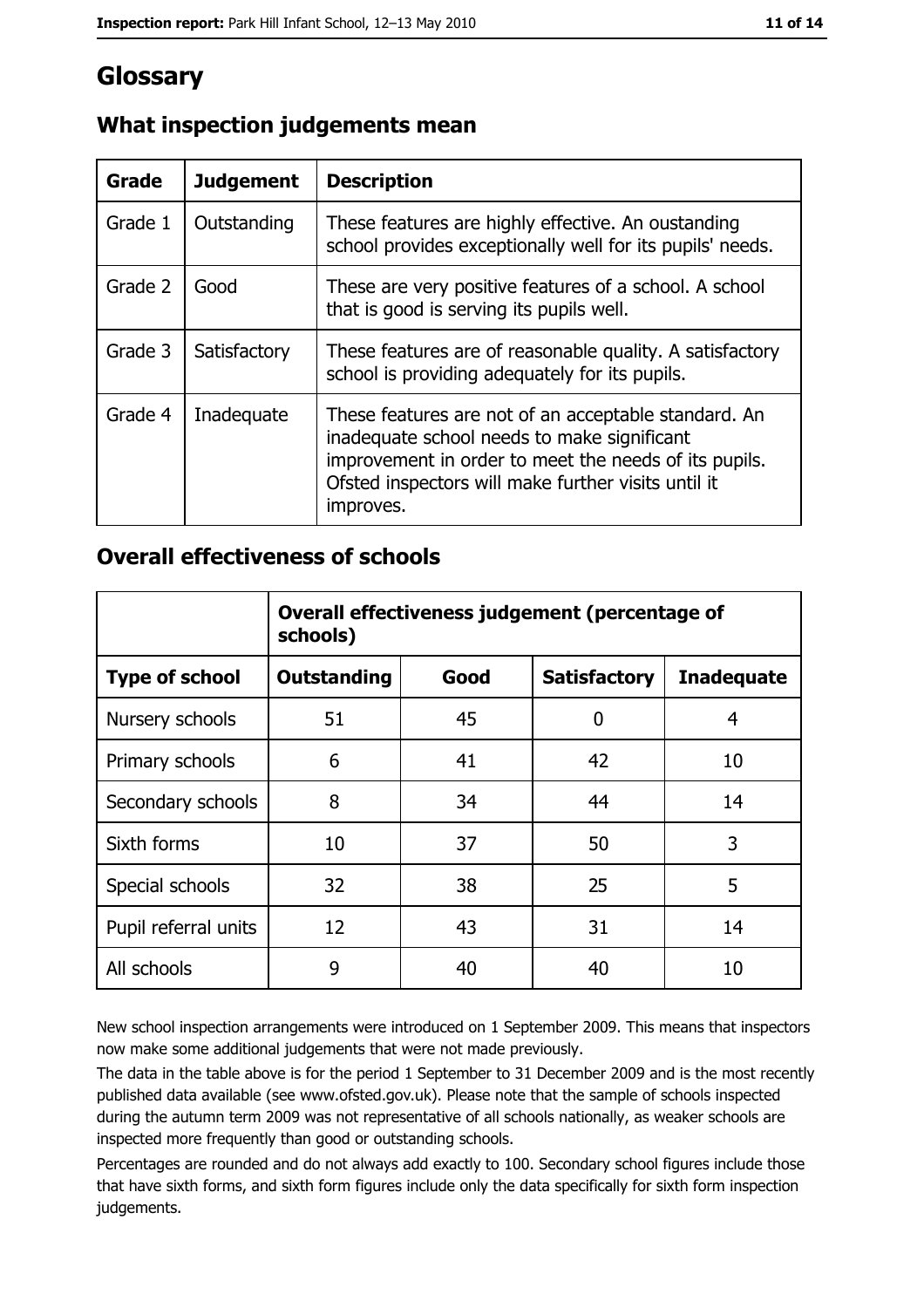# Glossary

## What inspection judgements mean

| Grade | Judgement | Description |
| --- | --- | --- |
| Grade 1 | Outstanding | These features are highly effective. An oustanding school provides exceptionally well for its pupils' needs. |
| Grade 2 | Good | These are very positive features of a school. A school that is good is serving its pupils well. |
| Grade 3 | Satisfactory | These features are of reasonable quality. A satisfactory school is providing adequately for its pupils. |
| Grade 4 | Inadequate | These features are not of an acceptable standard. An inadequate school needs to make significant improvement in order to meet the needs of its pupils. Ofsted inspectors will make further visits until it improves. |

## Overall effectiveness of schools

| | Overall effectiveness judgement (percentage of schools) | | | |
| --- | --- | --- | --- | --- |
| **Type of school** | **Outstanding** | **Good** | **Satisfactory** | **Inadequate** |
| Nursery schools | 51 | 45 | 0 | 4 |
| Primary schools | 6 | 41 | 42 | 10 |
| Secondary schools | 8 | 34 | 44 | 14 |
| Sixth forms | 10 | 37 | 50 | 3 |
| Special schools | 32 | 38 | 25 | 5 |
| Pupil referral units | 12 | 43 | 31 | 14 |
| All schools | 9 | 40 | 40 | 10 |

New school inspection arrangements were introduced on 1 September 2009. This means that inspectors now make some additional judgements that were not made previously.

The data in the table above is for the period 1 September to 31 December 2009 and is the most recently published data available (see www.ofsted.gov.uk). Please note that the sample of schools inspected during the autumn term 2009 was not representative of all schools nationally, as weaker schools are inspected more frequently than good or outstanding schools.

Percentages are rounded and do not always add exactly to 100. Secondary school figures include those that have sixth forms, and sixth form figures include only the data specifically for sixth form inspection judgements.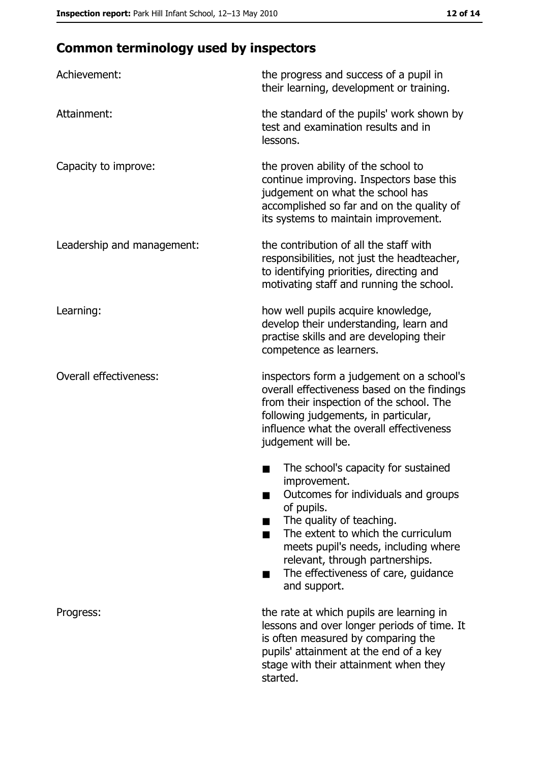## Common terminology used by inspectors

| | |
|---|---|
| Achievement: | the progress and success of a pupil in their learning, development or training. |
| Attainment: | the standard of the pupils' work shown by test and examination results and in lessons. |
| Capacity to improve: | the proven ability of the school to continue improving. Inspectors base this judgement on what the school has accomplished so far and on the quality of its systems to maintain improvement. |
| Leadership and management: | the contribution of all the staff with responsibilities, not just the headteacher, to identifying priorities, directing and motivating staff and running the school. |
| Learning: | how well pupils acquire knowledge, develop their understanding, learn and practise skills and are developing their competence as learners. |
| Overall effectiveness: | inspectors form a judgement on a school's overall effectiveness based on the findings from their inspection of the school. The following judgements, in particular, influence what the overall effectiveness judgement will be.<br>■ The school's capacity for sustained improvement.<br>■ Outcomes for individuals and groups of pupils.<br>■ The quality of teaching.<br>■ The extent to which the curriculum meets pupil's needs, including where relevant, through partnerships.<br>■ The effectiveness of care, guidance and support. |
| Progress: | the rate at which pupils are learning in lessons and over longer periods of time. It is often measured by comparing the pupils' attainment at the end of a key stage with their attainment when they started. |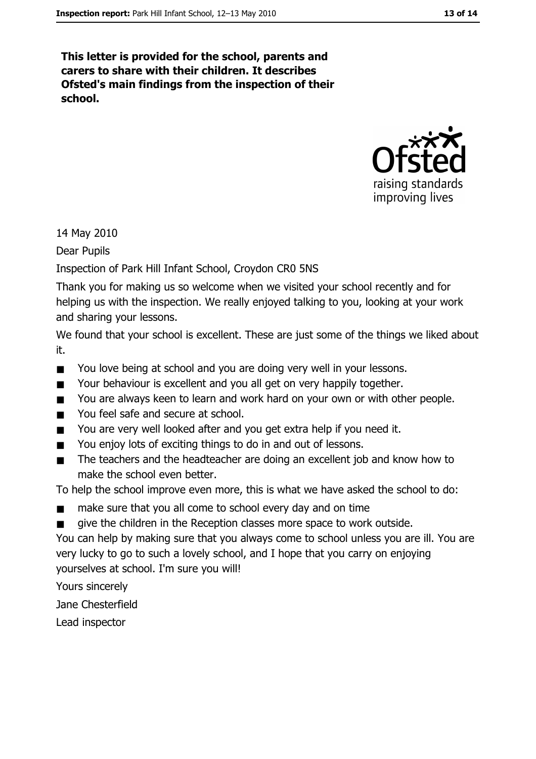**This letter is provided for the school, parents and carers to share with their children. It describes Ofsted's main findings from the inspection of their school.**

14 May 2010

Dear Pupils

Inspection of Park Hill Infant School, Croydon CR0 5NS

Thank you for making us so welcome when we visited your school recently and for helping us with the inspection. We really enjoyed talking to you, looking at your work and sharing your lessons.

We found that your school is excellent. These are just some of the things we liked about it.

- You love being at school and you are doing very well in your lessons.
- Your behaviour is excellent and you all get on very happily together.
- You are always keen to learn and work hard on your own or with other people.
- You feel safe and secure at school.
- You are very well looked after and you get extra help if you need it.
- You enjoy lots of exciting things to do in and out of lessons.
- The teachers and the headteacher are doing an excellent job and know how to make the school even better.

To help the school improve even more, this is what we have asked the school to do:

- make sure that you all come to school every day and on time
- give the children in the Reception classes more space to work outside.

You can help by making sure that you always come to school unless you are ill. You are very lucky to go to such a lovely school, and I hope that you carry on enjoying yourselves at school. I'm sure you will!

Yours sincerely

Jane Chesterfield

Lead inspector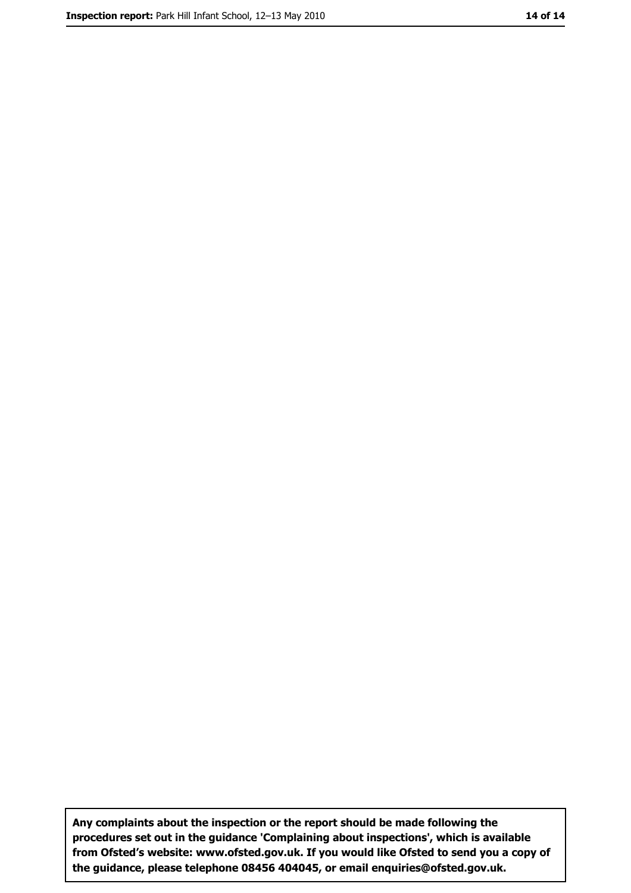**Any complaints about the inspection or the report should be made following the procedures set out in the guidance 'Complaining about inspections', which is available from Ofsted's website: www.ofsted.gov.uk. If you would like Ofsted to send you a copy of the guidance, please telephone 08456 404045, or email enquiries@ofsted.gov.uk.**